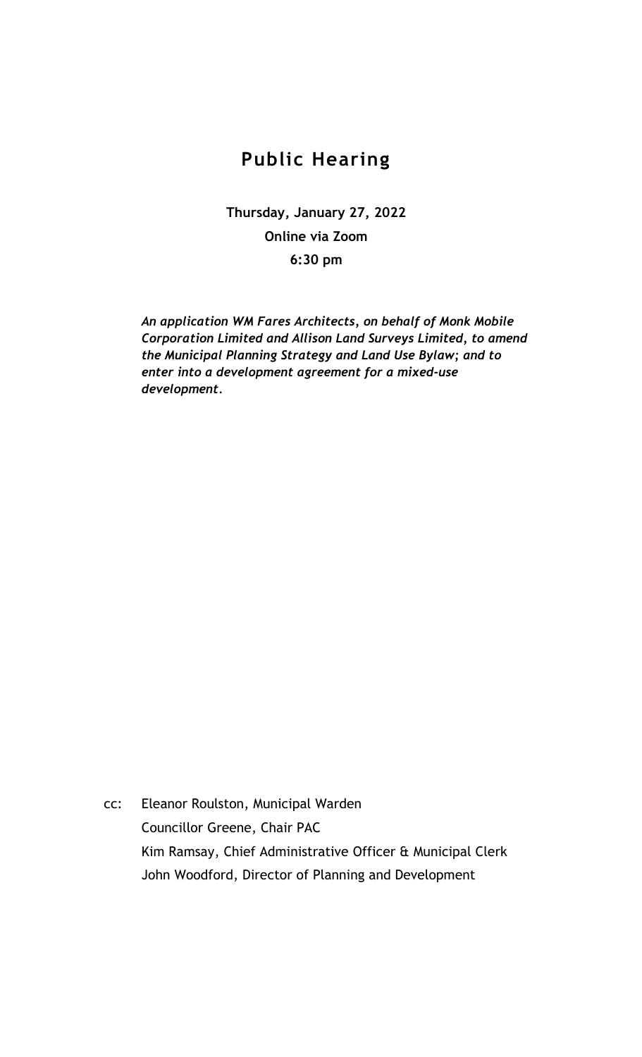# Public Hearing

**Thursday, January 27, 2022**

**Online via Zoom**

**6:30 pm**

***An application WM Fares Architects, on behalf of Monk Mobile Corporation Limited and Allison Land Surveys Limited, to amend the Municipal Planning Strategy and Land Use Bylaw; and to enter into a development agreement for a mixed-use development.***

cc: Eleanor Roulston, Municipal Warden
Councillor Greene, Chair PAC
Kim Ramsay, Chief Administrative Officer & Municipal Clerk
John Woodford, Director of Planning and Development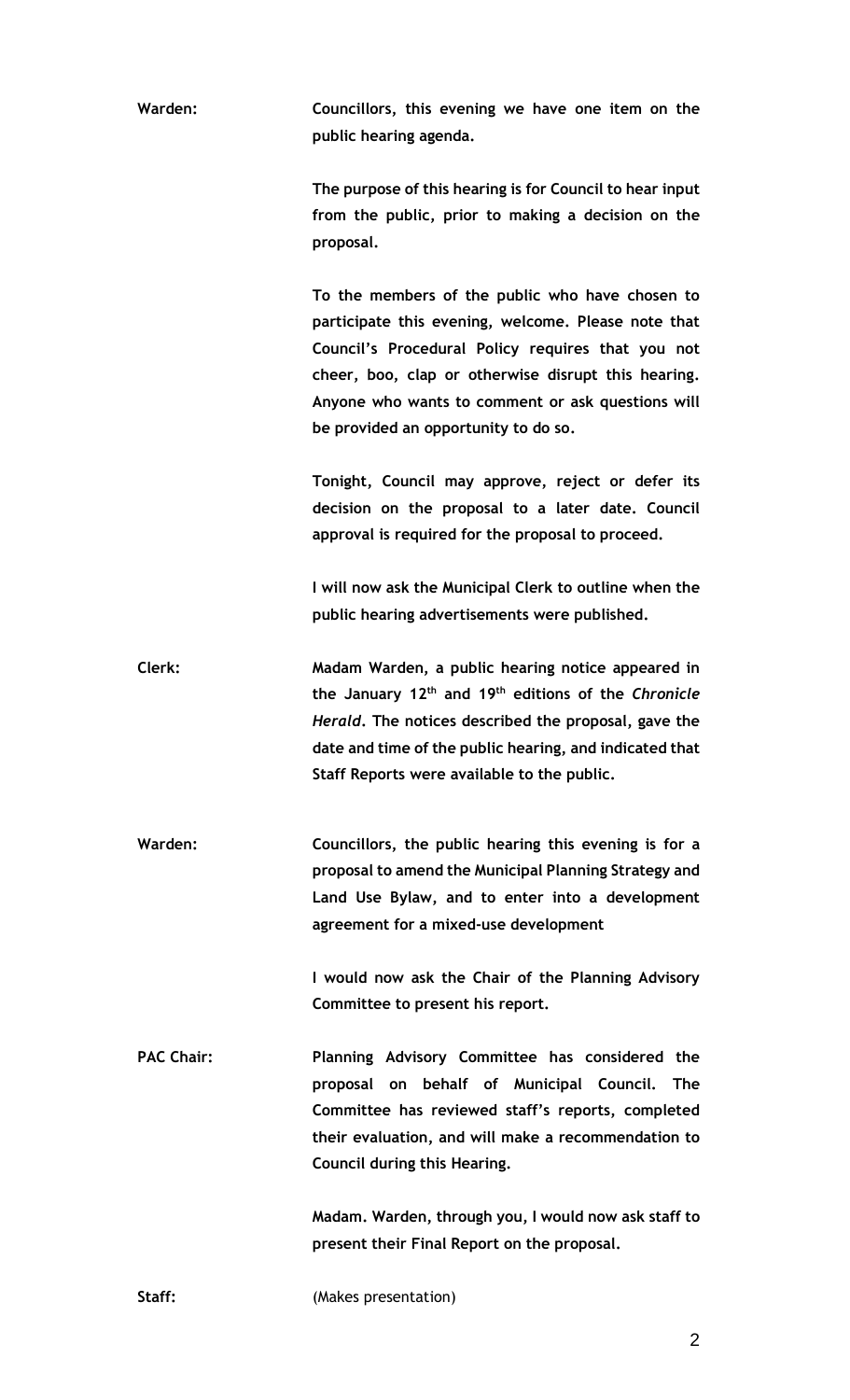**Warden:** **Councillors, this evening we have one item on the public hearing agenda.**

**The purpose of this hearing is for Council to hear input from the public, prior to making a decision on the proposal.**

**To the members of the public who have chosen to participate this evening, welcome. Please note that Council's Procedural Policy requires that you not cheer, boo, clap or otherwise disrupt this hearing. Anyone who wants to comment or ask questions will be provided an opportunity to do so.**

**Tonight, Council may approve, reject or defer its decision on the proposal to a later date. Council approval is required for the proposal to proceed.**

**I will now ask the Municipal Clerk to outline when the public hearing advertisements were published.**

**Clerk:** **Madam Warden, a public hearing notice appeared in the January 12th and 19th editions of the *Chronicle Herald*. The notices described the proposal, gave the date and time of the public hearing, and indicated that Staff Reports were available to the public.**

**Warden:** **Councillors, the public hearing this evening is for a proposal to amend the Municipal Planning Strategy and Land Use Bylaw, and to enter into a development agreement for a mixed-use development**

**I would now ask the Chair of the Planning Advisory Committee to present his report.**

**PAC Chair:** **Planning Advisory Committee has considered the proposal on behalf of Municipal Council. The Committee has reviewed staff's reports, completed their evaluation, and will make a recommendation to Council during this Hearing.**

**Madam. Warden, through you, I would now ask staff to present their Final Report on the proposal.**

**Staff:** (Makes presentation)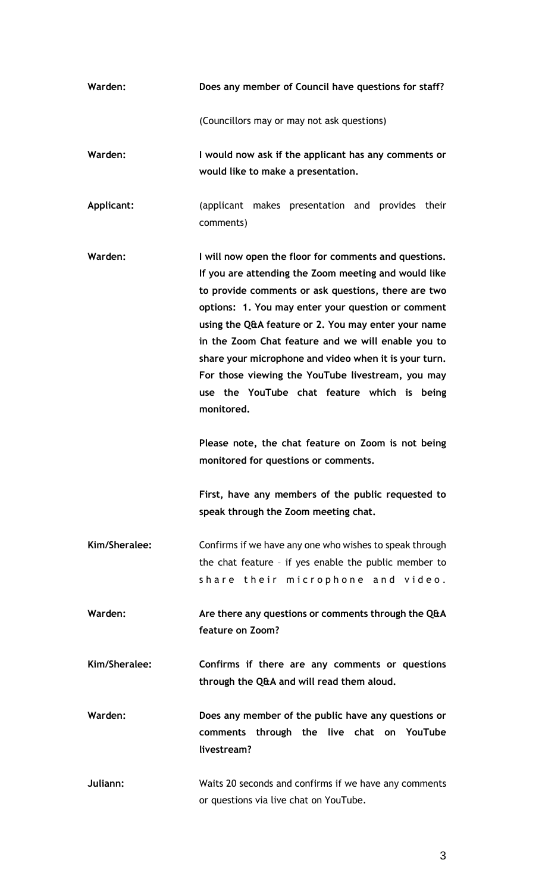**Warden:** **Does any member of Council have questions for staff?**

(Councillors may or may not ask questions)

**Warden:** **I would now ask if the applicant has any comments or would like to make a presentation.**

**Applicant:** (applicant makes presentation and provides their comments)

**Warden:** **I will now open the floor for comments and questions. If you are attending the Zoom meeting and would like to provide comments or ask questions, there are two options: 1. You may enter your question or comment using the Q&A feature or 2. You may enter your name in the Zoom Chat feature and we will enable you to share your microphone and video when it is your turn. For those viewing the YouTube livestream, you may use the YouTube chat feature which is being monitored.**

**Please note, the chat feature on Zoom is not being monitored for questions or comments.**

**First, have any members of the public requested to speak through the Zoom meeting chat.**

**Kim/Sheralee:** Confirms if we have any one who wishes to speak through the chat feature – if yes enable the public member to share their microphone and video.

**Warden:** **Are there any questions or comments through the Q&A feature on Zoom?**

**Kim/Sheralee:** **Confirms if there are any comments or questions through the Q&A and will read them aloud.**

**Warden:** **Does any member of the public have any questions or comments through the live chat on YouTube livestream?**

**Juliann:** Waits 20 seconds and confirms if we have any comments or questions via live chat on YouTube.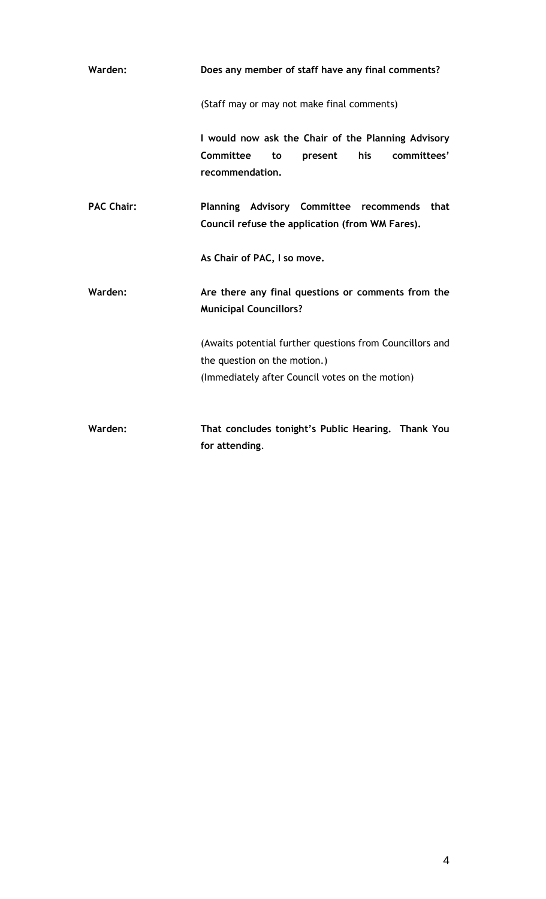**Warden:** **Does any member of staff have any final comments?**

(Staff may or may not make final comments)

**I would now ask the Chair of the Planning Advisory Committee to present his committees' recommendation.**

**PAC Chair:** **Planning Advisory Committee recommends that Council refuse the application (from WM Fares).**

**As Chair of PAC, I so move.**

**Warden:** **Are there any final questions or comments from the Municipal Councillors?**

(Awaits potential further questions from Councillors and the question on the motion.)
(Immediately after Council votes on the motion)

**Warden:** **That concludes tonight's Public Hearing. Thank You for attending.**